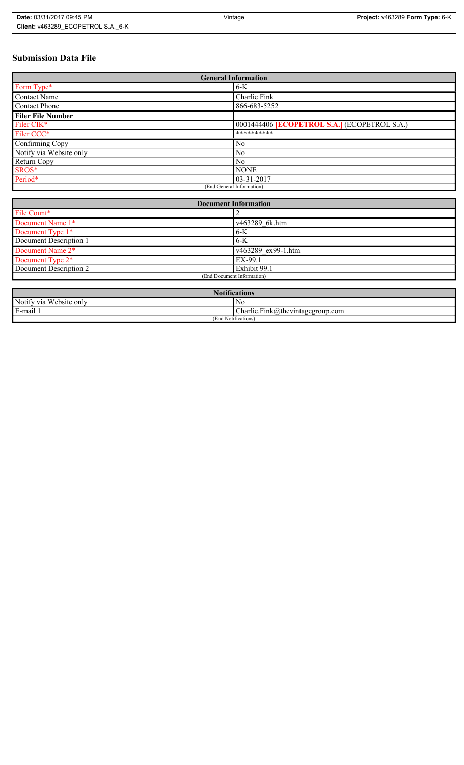# Submission Data File

| General Information | |
|---|---|
| Form Type* | 6-K |
| Contact Name | Charlie Fink |
| Contact Phone | 866-683-5252 |
| **Filer File Number** | |
| Filer CIK* | 0001444406 **[ECOPETROL S.A.]** (ECOPETROL S.A.) |
| Filer CCC* | ********** |
| Confirming Copy | No |
| Notify via Website only | No |
| Return Copy | No |
| SROS* | NONE |
| Period* | 03-31-2017 |
| (End General Information) | |

| Document Information | |
|---|---|
| File Count* | 2 |
| Document Name 1* | v463289_6k.htm |
| Document Type 1* | 6-K |
| Document Description 1 | 6-K |
| Document Name 2* | v463289_ex99-1.htm |
| Document Type 2* | EX-99.1 |
| Document Description 2 | Exhibit 99.1 |
| (End Document Information) | |

| Notifications | |
|---|---|
| Notify via Website only | No |
| E-mail 1 | Charlie.Fink@thevintagegroup.com |
| (End Notifications) | |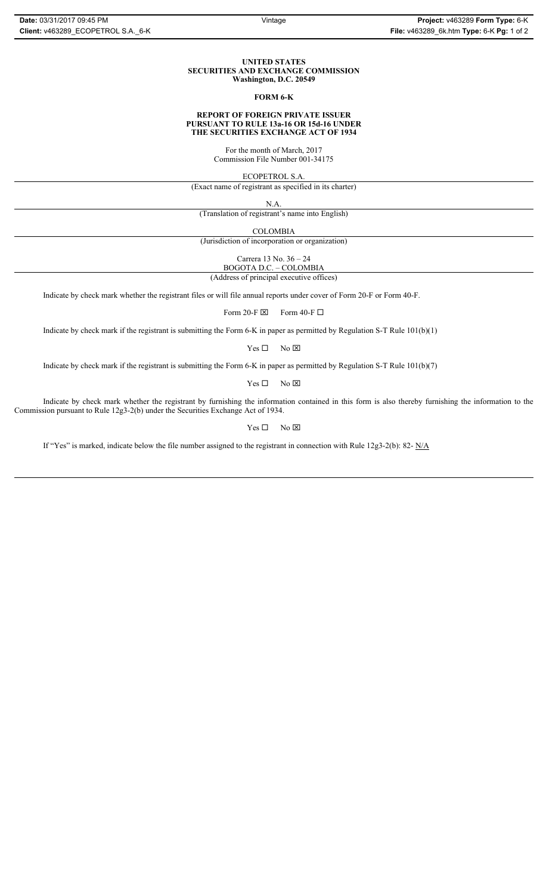**UNITED STATES**
**SECURITIES AND EXCHANGE COMMISSION**
**Washington, D.C. 20549**

**FORM 6-K**

**REPORT OF FOREIGN PRIVATE ISSUER**
**PURSUANT TO RULE 13a-16 OR 15d-16 UNDER**
**THE SECURITIES EXCHANGE ACT OF 1934**

For the month of March, 2017
Commission File Number 001-34175

ECOPETROL S.A.

(Exact name of registrant as specified in its charter)

N.A.

(Translation of registrant's name into English)

COLOMBIA

(Jurisdiction of incorporation or organization)

Carrera 13 No. 36 – 24
BOGOTA D.C. – COLOMBIA

(Address of principal executive offices)

Indicate by check mark whether the registrant files or will file annual reports under cover of Form 20-F or Form 40-F.

Form 20-F ☒ Form 40-F ☐

Indicate by check mark if the registrant is submitting the Form 6-K in paper as permitted by Regulation S-T Rule 101(b)(1)

Yes ☐ No ☒

Indicate by check mark if the registrant is submitting the Form 6-K in paper as permitted by Regulation S-T Rule 101(b)(7)

Yes ☐ No ☒

Indicate by check mark whether the registrant by furnishing the information contained in this form is also thereby furnishing the information to the Commission pursuant to Rule 12g3-2(b) under the Securities Exchange Act of 1934.

Yes ☐ No ☒

If "Yes" is marked, indicate below the file number assigned to the registrant in connection with Rule 12g3-2(b): 82- N/A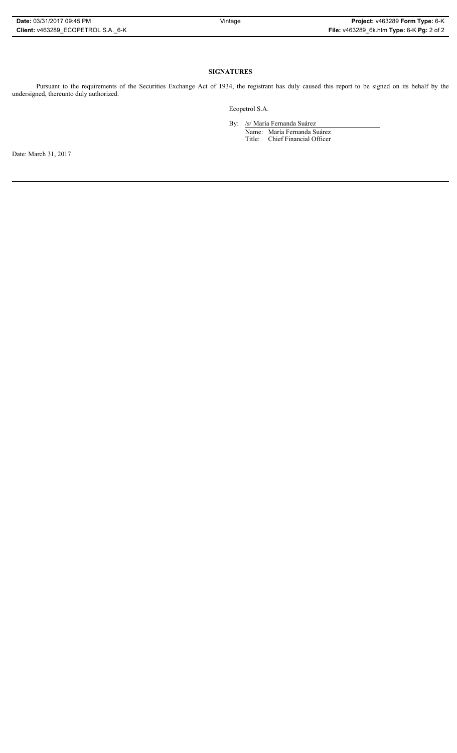**SIGNATURES**

Pursuant to the requirements of the Securities Exchange Act of 1934, the registrant has duly caused this report to be signed on its behalf by the undersigned, thereunto duly authorized.

Ecopetrol S.A.

By: /s/ María Fernanda Suárez

Name: María Fernanda Suárez

Title: Chief Financial Officer

Date: March 31, 2017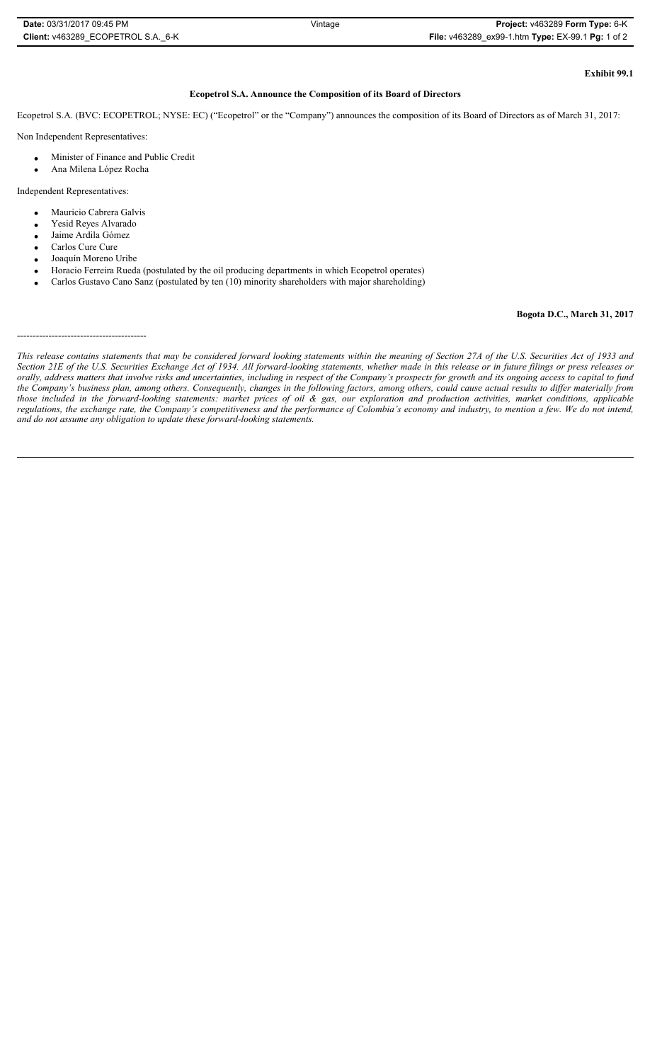**Exhibit 99.1**

## Ecopetrol S.A. Announce the Composition of its Board of Directors

Ecopetrol S.A. (BVC: ECOPETROL; NYSE: EC) ("Ecopetrol" or the "Company") announces the composition of its Board of Directors as of March 31, 2017:

Non Independent Representatives:

- Minister of Finance and Public Credit
- Ana Milena López Rocha

Independent Representatives:

- Mauricio Cabrera Galvis
- Yesid Reyes Alvarado
- Jaime Ardila Gómez
- Carlos Cure Cure
- Joaquín Moreno Uribe
- Horacio Ferreira Rueda (postulated by the oil producing departments in which Ecopetrol operates)
- Carlos Gustavo Cano Sanz (postulated by ten (10) minority shareholders with major shareholding)

**Bogota D.C., March 31, 2017**

-----------------------------------------

*This release contains statements that may be considered forward looking statements within the meaning of Section 27A of the U.S. Securities Act of 1933 and Section 21E of the U.S. Securities Exchange Act of 1934. All forward-looking statements, whether made in this release or in future filings or press releases or orally, address matters that involve risks and uncertainties, including in respect of the Company's prospects for growth and its ongoing access to capital to fund the Company's business plan, among others. Consequently, changes in the following factors, among others, could cause actual results to differ materially from those included in the forward-looking statements: market prices of oil & gas, our exploration and production activities, market conditions, applicable regulations, the exchange rate, the Company's competitiveness and the performance of Colombia's economy and industry, to mention a few. We do not intend, and do not assume any obligation to update these forward-looking statements.*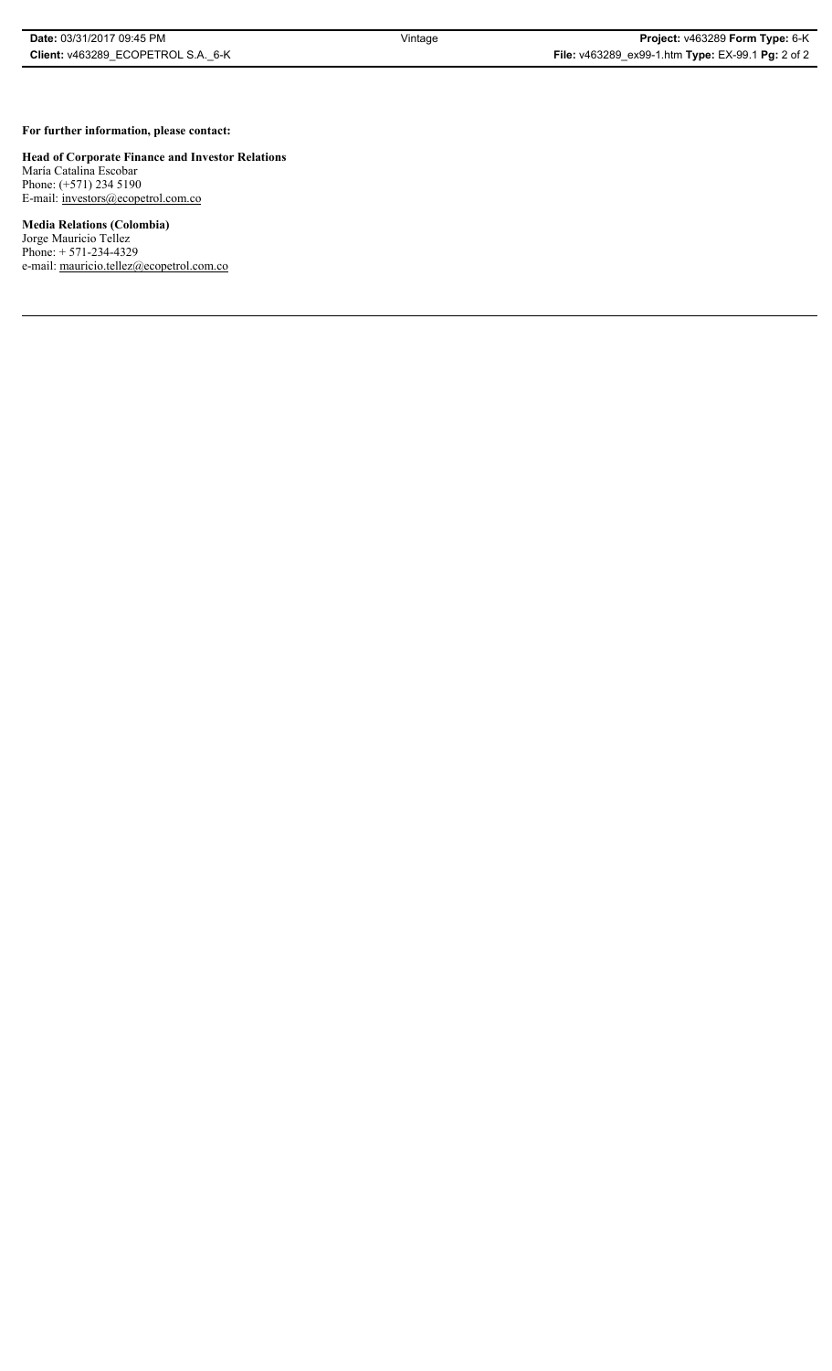**For further information, please contact:**

**Head of Corporate Finance and Investor Relations**
María Catalina Escobar
Phone: (+571) 234 5190
E-mail: investors@ecopetrol.com.co

**Media Relations (Colombia)**
Jorge Mauricio Tellez
Phone: + 571-234-4329
e-mail: mauricio.tellez@ecopetrol.com.co